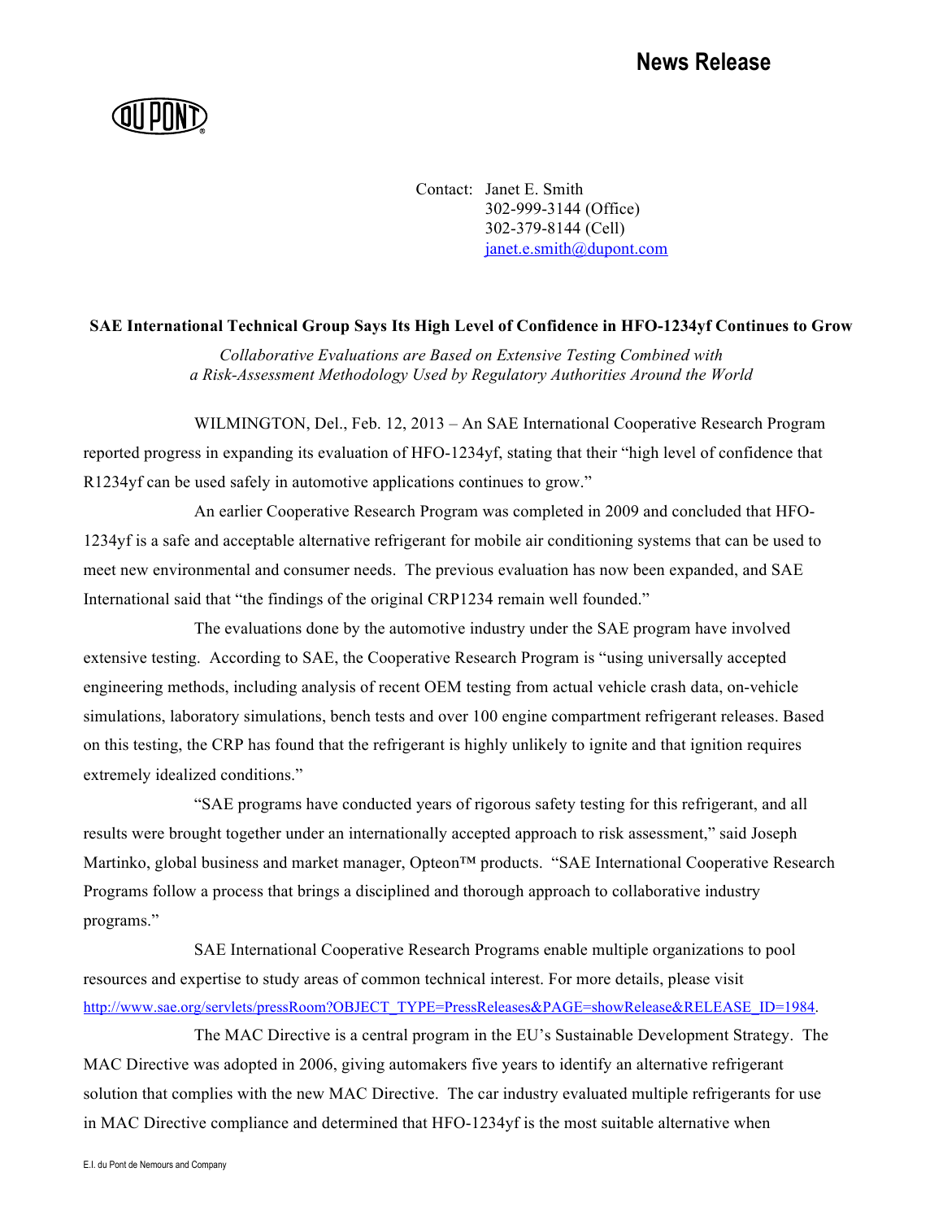# News Release

Contact: Janet E. Smith
302-999-3144 (Office)
302-379-8144 (Cell)
janet.e.smith@dupont.com

**SAE International Technical Group Says Its High Level of Confidence in HFO-1234yf Continues to Grow**

*Collaborative Evaluations are Based on Extensive Testing Combined with a Risk-Assessment Methodology Used by Regulatory Authorities Around the World*

WILMINGTON, Del., Feb. 12, 2013 – An SAE International Cooperative Research Program reported progress in expanding its evaluation of HFO-1234yf, stating that their "high level of confidence that R1234yf can be used safely in automotive applications continues to grow."

An earlier Cooperative Research Program was completed in 2009 and concluded that HFO-1234yf is a safe and acceptable alternative refrigerant for mobile air conditioning systems that can be used to meet new environmental and consumer needs. The previous evaluation has now been expanded, and SAE International said that "the findings of the original CRP1234 remain well founded."

The evaluations done by the automotive industry under the SAE program have involved extensive testing. According to SAE, the Cooperative Research Program is "using universally accepted engineering methods, including analysis of recent OEM testing from actual vehicle crash data, on-vehicle simulations, laboratory simulations, bench tests and over 100 engine compartment refrigerant releases. Based on this testing, the CRP has found that the refrigerant is highly unlikely to ignite and that ignition requires extremely idealized conditions."

"SAE programs have conducted years of rigorous safety testing for this refrigerant, and all results were brought together under an internationally accepted approach to risk assessment," said Joseph Martinko, global business and market manager, Opteon™ products. "SAE International Cooperative Research Programs follow a process that brings a disciplined and thorough approach to collaborative industry programs."

SAE International Cooperative Research Programs enable multiple organizations to pool resources and expertise to study areas of common technical interest. For more details, please visit http://www.sae.org/servlets/pressRoom?OBJECT_TYPE=PressReleases&PAGE=showRelease&RELEASE_ID=1984.

The MAC Directive is a central program in the EU's Sustainable Development Strategy. The MAC Directive was adopted in 2006, giving automakers five years to identify an alternative refrigerant solution that complies with the new MAC Directive. The car industry evaluated multiple refrigerants for use in MAC Directive compliance and determined that HFO-1234yf is the most suitable alternative when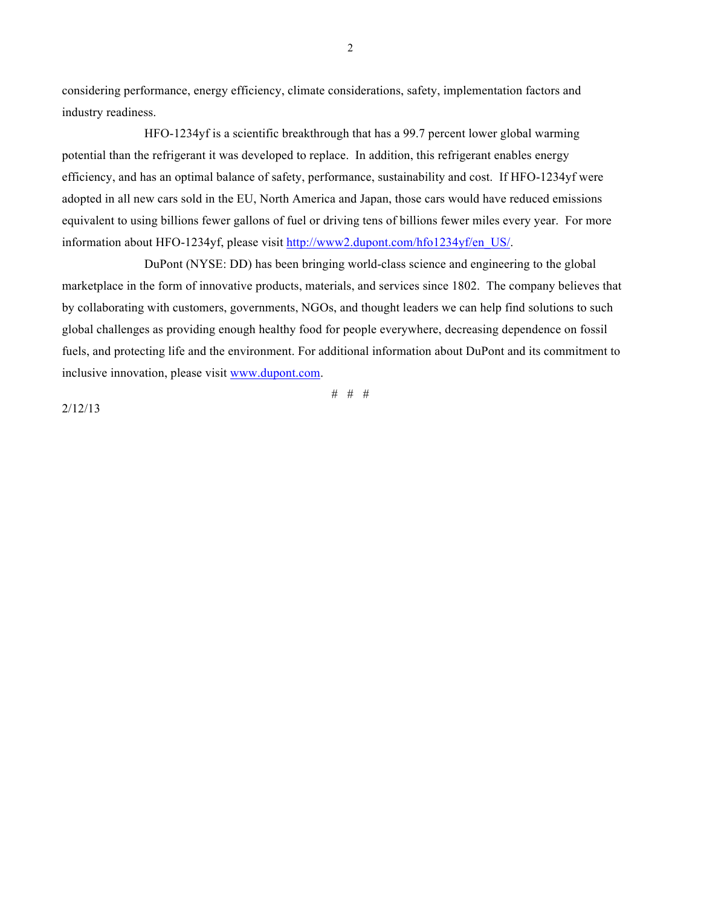considering performance, energy efficiency, climate considerations, safety, implementation factors and industry readiness.

HFO-1234yf is a scientific breakthrough that has a 99.7 percent lower global warming potential than the refrigerant it was developed to replace. In addition, this refrigerant enables energy efficiency, and has an optimal balance of safety, performance, sustainability and cost. If HFO-1234yf were adopted in all new cars sold in the EU, North America and Japan, those cars would have reduced emissions equivalent to using billions fewer gallons of fuel or driving tens of billions fewer miles every year. For more information about HFO-1234yf, please visit http://www2.dupont.com/hfo1234yf/en_US/.

DuPont (NYSE: DD) has been bringing world-class science and engineering to the global marketplace in the form of innovative products, materials, and services since 1802. The company believes that by collaborating with customers, governments, NGOs, and thought leaders we can help find solutions to such global challenges as providing enough healthy food for people everywhere, decreasing dependence on fossil fuels, and protecting life and the environment. For additional information about DuPont and its commitment to inclusive innovation, please visit www.dupont.com.

# # #

2/12/13